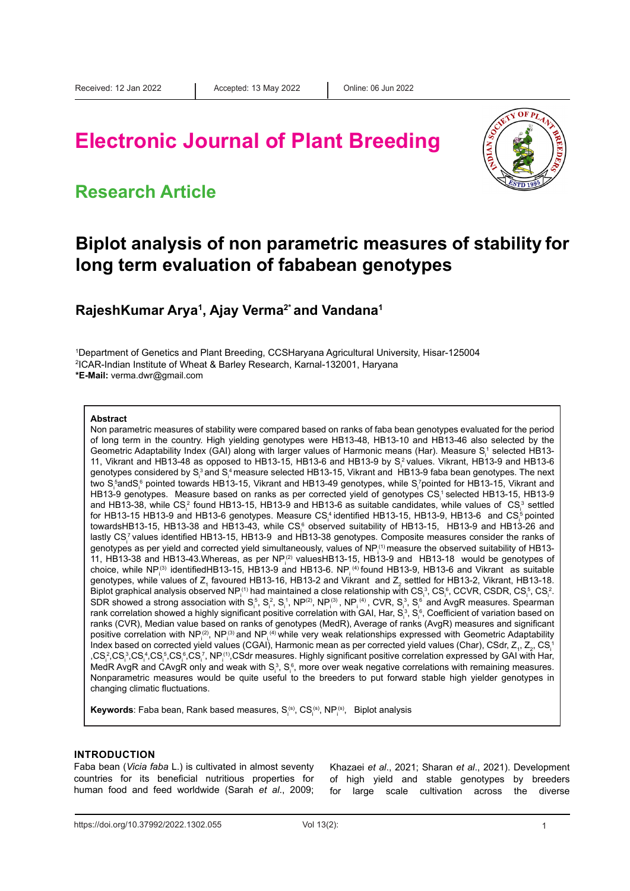Received: 12 Jan 2022 | Accepted: 13 May 2022 | Online: 06 Jun 2022

# Electronic Journal of Plant Breeding

## Research Article

# Biplot analysis of non parametric measures of stability for long term evaluation of fababean genotypes

**RajeshKumar Arya[1], Ajay Verma[2*] and Vandana[1]**

[1]Department of Genetics and Plant Breeding, CCSHaryana Agricultural University, Hisar-125004
[2]ICAR-Indian Institute of Wheat & Barley Research, Karnal-132001, Haryana
**\*E-Mail:** verma.dwr@gmail.com

**Abstract**

Non parametric measures of stability were compared based on ranks of faba bean genotypes evaluated for the period of long term in the country. High yielding genotypes were HB13-48, HB13-10 and HB13-46 also selected by the Geometric Adaptability Index (GAI) along with larger values of Harmonic means (Har). Measure $S_i^1$ selected HB13-11, Vikrant and HB13-48 as opposed to HB13-15, HB13-6 and HB13-9 by $S_i^2$ values. Vikrant, HB13-9 and HB13-6 genotypes considered by $S_i^3$ and $S_i^4$ measure selected HB13-15, Vikrant and HB13-9 faba bean genotypes. The next two $S_i^5$and$S_i^6$ pointed towards HB13-15, Vikrant and HB13-49 genotypes, while $S_i^7$pointed for HB13-15, Vikrant and HB13-9 genotypes. Measure based on ranks as per corrected yield of genotypes $CS_i^1$ selected HB13-15, HB13-9 and HB13-38, while $CS_i^2$ found HB13-15, HB13-9 and HB13-6 as suitable candidates, while values of $CS_i^3$ settled for HB13-15 HB13-9 and HB13-6 genotypes. Measure $CS_i^4$ identified HB13-15, HB13-9, HB13-6 and $CS_i^5$ pointed towardsHB13-15, HB13-38 and HB13-43, while $CS_i^6$ observed suitability of HB13-15, HB13-9 and HB13-26 and lastly $CS_i^7$ values identified HB13-15, HB13-9 and HB13-38 genotypes. Composite measures consider the ranks of genotypes as per yield and corrected yield simultaneously, values of $NP_i^{(1)}$ measure the observed suitability of HB13-11, HB13-38 and HB13-43.Whereas, as per $NP_i^{(2)}$ valuesHB13-15, HB13-9 and HB13-18 would be genotypes of choice, while $NP_i^{(3)}$ identifiedHB13-15, HB13-9 and HB13-6. $NP_i^{(4)}$ found HB13-9, HB13-6 and Vikrant as suitable genotypes, while values of $Z_1$ favoured HB13-16, HB13-2 and Vikrant and $Z_2$ settled for HB13-2, Vikrant, HB13-18. Biplot graphical analysis observed $NP_i^{(1)}$ had maintained a close relationship with $CS_i^3$, $CS_i^6$, CCVR, CSDR, $CS_i^5$, $CS_i^2$. SDR showed a strong association with $S_i^5$, $S_i^2$, $S_i^1$, $NP^{(2)}$, $NP_i^{(3)}$, $NP_i^{(4)}$, CVR, $S_i^3$, $S_i^6$ and AvgR measures. Spearman rank correlation showed a highly significant positive correlation with GAI, Har, $S_i^3$, $S_i^6$, Coefficient of variation based on ranks (CVR), Median value based on ranks of genotypes (MedR), Average of ranks (AvgR) measures and significant positive correlation with $NP_i^{(2)}$, $NP_i^{(3)}$ and $NP_i^{(4)}$ while very weak relationships expressed with Geometric Adaptability Index based on corrected yield values (CGAI), Harmonic mean as per corrected yield values (Char), CSdr, $Z_1$, $Z_2$, $CS_i^1$ ,$CS_i^2$,$CS_i^3$,$CS_i^4$,$CS_i^5$,$CS_i^6$,$CS_i^7$, $NP_i^{(1)}$,CSdr measures. Highly significant positive correlation expressed by GAI with Har, MedR AvgR and CAvgR only and weak with $S_i^3$, $S_i^6$, more over weak negative correlations with remaining measures. Nonparametric measures would be quite useful to the breeders to put forward stable high yielder genotypes in changing climatic fluctuations.

**Keywords**: Faba bean, Rank based measures, $S_i^{(s)}$, $CS_i^{(s)}$, $NP_i^{(s)}$, Biplot analysis

## INTRODUCTION

Faba bean (*Vicia faba* L.) is cultivated in almost seventy countries for its beneficial nutritious properties for human food and feed worldwide (Sarah *et al*., 2009; Khazaei *et al*., 2021; Sharan *et al*., 2021). Development of high yield and stable genotypes by breeders for large scale cultivation across the diverse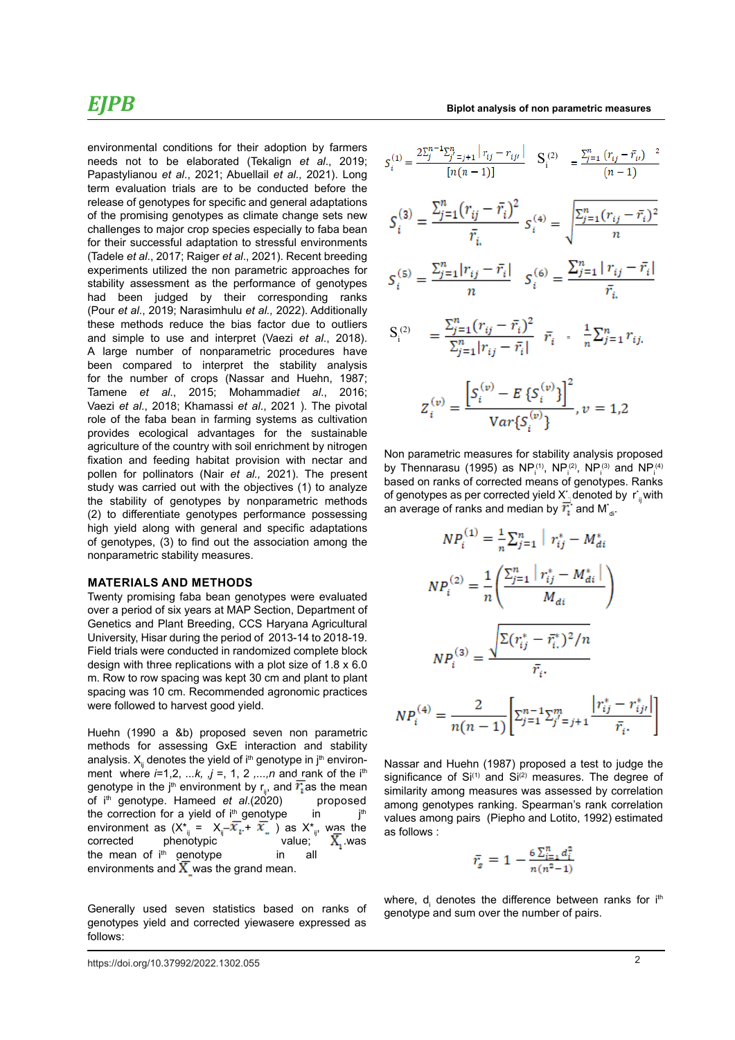environmental conditions for their adoption by farmers needs not to be elaborated (Tekalign *et al*., 2019; Papastylianou *et al*., 2021; Abuellail *et al*., 2021). Long term evaluation trials are to be conducted before the release of genotypes for specific and general adaptations of the promising genotypes as climate change sets new challenges to major crop species especially to faba bean for their successful adaptation to stressful environments (Tadele *et al*., 2017; Raiger *et al*., 2021). Recent breeding experiments utilized the non parametric approaches for stability assessment as the performance of genotypes had been judged by their corresponding ranks (Pour *et al*., 2019; Narasimhulu *et al.,* 2022). Additionally these methods reduce the bias factor due to outliers and simple to use and interpret (Vaezi *et al*., 2018). A large number of nonparametric procedures have been compared to interpret the stability analysis for the number of crops (Nassar and Huehn, 1987; Tamene *et al*., 2015; Mohammadi*et al*., 2016; Vaezi *et al*., 2018; Khamassi *et al*., 2021 ). The pivotal role of the faba bean in farming systems as cultivation provides ecological advantages for the sustainable agriculture of the country with soil enrichment by nitrogen fixation and feeding habitat provision with nectar and pollen for pollinators (Nair *et al.,* 2021). The present study was carried out with the objectives (1) to analyze the stability of genotypes by nonparametric methods (2) to differentiate genotypes performance possessing high yield along with general and specific adaptations of genotypes, (3) to find out the association among the nonparametric stability measures.

## MATERIALS AND METHODS

Twenty promising faba bean genotypes were evaluated over a period of six years at MAP Section, Department of Genetics and Plant Breeding, CCS Haryana Agricultural University, Hisar during the period of 2013-14 to 2018-19. Field trials were conducted in randomized complete block design with three replications with a plot size of 1.8 x 6.0 m. Row to row spacing was kept 30 cm and plant to plant spacing was 10 cm. Recommended agronomic practices were followed to harvest good yield.

Huehn (1990 a &b) proposed seven non parametric methods for assessing GxE interaction and stability analysis. $X_{ij}$ denotes the yield of i[th] genotype in j[th] environment where $i$=1,2, ...$k$, $j$ =, 1, 2 ,...,$n$ and rank of the i[th] genotype in the j[th] environment by $r_{ij}$, and $\bar{r}_i$ as the mean of i[th] genotype. Hameed *et al.*(2020) proposed the correction for a yield of i[th] genotype in j[th] environment as ($X^*_{ij} = X_{ij} - \bar{X}_{i.} + \bar{X}_{..}$) as $X^*_{ij}$, was the corrected phenotypic value; $\bar{X}_i$ was the mean of i[th] genotype in all environments and $\bar{X}$ was the grand mean.

Generally used seven statistics based on ranks of genotypes yield and corrected yiewasere expressed as follows:

$$S_i^{(1)} = \frac{2\sum_{j}^{n-1}\sum_{j'=j+1}^{n}\left|r_{ij}-r_{ij'}\right|}{[n(n-1)]} \qquad S_i^{(2)} = \frac{\sum_{j=1}^{n}(r_{ij}-\bar{r}_{i.})^2}{(n-1)}$$

$$S_i^{(3)} = \frac{\sum_{j=1}^{n}(r_{ij}-\bar{r}_i)^2}{\bar{r}_{i.}} \qquad S_i^{(4)} = \sqrt{\frac{\sum_{j=1}^{n}(r_{ij}-\bar{r}_i)^2}{n}}$$

$$S_i^{(5)} = \frac{\sum_{j=1}^{n}|r_{ij}-\bar{r}_i|}{n} \qquad S_i^{(6)} = \frac{\sum_{j=1}^{n}|r_{ij}-\bar{r}_i|}{\bar{r}_{i.}}$$

$$S_i^{(2)} = \frac{\sum_{j=1}^{n}(r_{ij}-\bar{r}_i)^2}{\sum_{j=1}^{n}|r_{ij}-\bar{r}_i|} \qquad \bar{r}_i = \frac{1}{n}\sum_{j=1}^{n} r_{ij.}$$

$$Z_i^{(v)} = \frac{\left[S_i^{(v)} - E\{S_i^{(v)}\}\right]^2}{Var\{S_i^{(v)}\}}, v = 1,2$$

Non parametric measures for stability analysis proposed by Thennarasu (1995) as $NP_i^{(1)}$, $NP_i^{(2)}$, $NP_i^{(3)}$ and $NP_i^{(4)}$ based on ranks of corrected means of genotypes. Ranks of genotypes as per corrected yield $X^*_{ij}$ denoted by $r^*_{ij}$ with an average of ranks and median by $\bar{r}^*_i$ and $M^*_{di}$.

$$NP_i^{(1)} = \frac{1}{n}\sum_{j=1}^{n}\left|r^*_{ij} - M^*_{di}\right|$$

$$NP_i^{(2)} = \frac{1}{n}\left(\frac{\sum_{j=1}^{n}\left|r^*_{ij} - M^*_{di}\right|}{M_{di}}\right)$$

$$NP_i^{(3)} = \frac{\sqrt{\sum(r^*_{ij} - \bar{r}^*_{i.})^2/n}}{\bar{r}_{i\cdot}}$$

$$NP_i^{(4)} = \frac{2}{n(n-1)}\left[\sum_{j=1}^{n-1}\sum_{j'=j+1}^{m}\frac{\left|r^*_{ij} - r^*_{ij'}\right|}{\bar{r}_{i\cdot}}\right]$$

Nassar and Huehn (1987) proposed a test to judge the significance of $Si^{(1)}$ and $Si^{(2)}$ measures. The degree of similarity among measures was assessed by correlation among genotypes ranking. Spearman's rank correlation values among pairs (Piepho and Lotito, 1992) estimated as follows :

$$\bar{r}_s = 1 - \frac{6\sum_{i=1}^{n} d_i^2}{n(n^2-1)}$$

where, $d_i$ denotes the difference between ranks for i[th] genotype and sum over the number of pairs.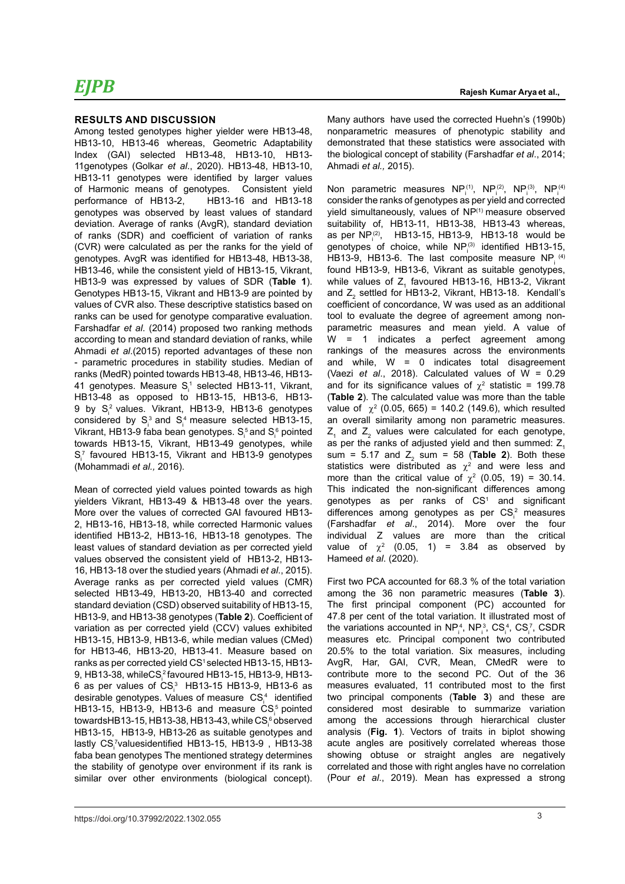## RESULTS AND DISCUSSION

Among tested genotypes higher yielder were HB13-48, HB13-10, HB13-46 whereas, Geometric Adaptability Index (GAI) selected HB13-48, HB13-10, HB13-11genotypes (Golkar *et al*., 2020). HB13-48, HB13-10, HB13-11 genotypes were identified by larger values of Harmonic means of genotypes. Consistent yield performance of HB13-2, HB13-16 and HB13-18 genotypes was observed by least values of standard deviation. Average of ranks (AvgR), standard deviation of ranks (SDR) and coefficient of variation of ranks (CVR) were calculated as per the ranks for the yield of genotypes. AvgR was identified for HB13-48, HB13-38, HB13-46, while the consistent yield of HB13-15, Vikrant, HB13-9 was expressed by values of SDR (**Table 1**). Genotypes HB13-15, Vikrant and HB13-9 are pointed by values of CVR also. These descriptive statistics based on ranks can be used for genotype comparative evaluation. Farshadfar *et al*. (2014) proposed two ranking methods according to mean and standard deviation of ranks, while Ahmadi *et al*.(2015) reported advantages of these non - parametric procedures in stability studies. Median of ranks (MedR) pointed towards HB13-48, HB13-46, HB13-41 genotypes. Measure $S_i^1$ selected HB13-11, Vikrant, HB13-48 as opposed to HB13-15, HB13-6, HB13-9 by $S_i^2$ values. Vikrant, HB13-9, HB13-6 genotypes considered by $S_i^3$ and $S_i^4$ measure selected HB13-15, Vikrant, HB13-9 faba bean genotypes. $S_i^5$ and $S_i^6$ pointed towards HB13-15, Vikrant, HB13-49 genotypes, while $S_i^7$ favoured HB13-15, Vikrant and HB13-9 genotypes (Mohammadi *et al.,* 2016).

Mean of corrected yield values pointed towards as high yielders Vikrant, HB13-49 & HB13-48 over the years. More over the values of corrected GAI favoured HB13-2, HB13-16, HB13-18, while corrected Harmonic values identified HB13-2, HB13-16, HB13-18 genotypes. The least values of standard deviation as per corrected yield values observed the consistent yield of HB13-2, HB13-16, HB13-18 over the studied years (Ahmadi *et al*., 2015). Average ranks as per corrected yield values (CMR) selected HB13-49, HB13-20, HB13-40 and corrected standard deviation (CSD) observed suitability of HB13-15, HB13-9, and HB13-38 genotypes (**Table 2**). Coefficient of variation as per corrected yield (CCV) values exhibited HB13-15, HB13-9, HB13-6, while median values (CMed) for HB13-46, HB13-20, HB13-41. Measure based on ranks as per corrected yield $CS^1$ selected HB13-15, HB13-9, HB13-38, while$CS_i^2$ favoured HB13-15, HB13-9, HB13-6 as per values of $CS_i^3$ HB13-15 HB13-9, HB13-6 as desirable genotypes. Values of measure $CS_i^4$ identified HB13-15, HB13-9, HB13-6 and measure $CS_i^5$ pointed towardsHB13-15, HB13-38, HB13-43, while $CS_i^6$ observed HB13-15, HB13-9, HB13-26 as suitable genotypes and lastly $CS_i^7$valuesidentified HB13-15, HB13-9 , HB13-38 faba bean genotypes The mentioned strategy determines the stability of genotype over environment if its rank is similar over other environments (biological concept). Many authors have used the corrected Huehn's (1990b) nonparametric measures of phenotypic stability and demonstrated that these statistics were associated with the biological concept of stability (Farshadfar *et al*., 2014; Ahmadi *et al.,* 2015).

Non parametric measures $NP_i^{(1)}$, $NP_i^{(2)}$, $NP_i^{(3)}$, $NP_i^{(4)}$ consider the ranks of genotypes as per yield and corrected yield simultaneously, values of $NP^{(1)}$ measure observed suitability of, HB13-11, HB13-38, HB13-43 whereas, as per $NP_i^{(2)}$, HB13-15, HB13-9, HB13-18 would be genotypes of choice, while $NP_i^{(3)}$ identified HB13-15, HB13-9, HB13-6. The last composite measure $NP_i^{(4)}$ found HB13-9, HB13-6, Vikrant as suitable genotypes, while values of $Z_1$ favoured HB13-16, HB13-2, Vikrant and $Z_2$ settled for HB13-2, Vikrant, HB13-18. Kendall's coefficient of concordance, W was used as an additional tool to evaluate the degree of agreement among non-parametric measures and mean yield. A value of W = 1 indicates a perfect agreement among rankings of the measures across the environments and while, W = 0 indicates total disagreement (Vaezi *et al*., 2018). Calculated values of W = 0.29 and for its significance values of $\chi^2$ statistic = 199.78 (**Table 2**). The calculated value was more than the table value of $\chi^2$ (0.05, 665) = 140.2 (149.6), which resulted an overall similarity among non parametric measures. $Z_1$ and $Z_2$ values were calculated for each genotype, as per the ranks of adjusted yield and then summed: $Z_1$ sum = 5.17 and $Z_2$ sum = 58 (**Table 2**). Both these statistics were distributed as $\chi^2$ and were less and more than the critical value of $\chi^2$ (0.05, 19) = 30.14. This indicated the non-significant differences among genotypes as per ranks of $CS^1$ and significant differences among genotypes as per $CS_i^2$ measures (Farshadfar *et al*., 2014). More over the four individual Z values are more than the critical value of $\chi^2$ (0.05, 1) = 3.84 as observed by Hameed *et al*. (2020).

First two PCA accounted for 68.3 % of the total variation among the 36 non parametric measures (**Table 3**). The first principal component (PC) accounted for 47.8 per cent of the total variation. It illustrated most of the variations accounted in $NP_i^4$, $NP_i^3$, $CS_i^4$, $CS_i^7$, CSDR measures etc. Principal component two contributed 20.5% to the total variation. Six measures, including AvgR, Har, GAI, CVR, Mean, CMedR were to contribute more to the second PC. Out of the 36 measures evaluated, 11 contributed most to the first two principal components (**Table 3**) and these are considered most desirable to summarize variation among the accessions through hierarchical cluster analysis (**Fig. 1**). Vectors of traits in biplot showing acute angles are positively correlated whereas those showing obtuse or straight angles are negatively correlated and those with right angles have no correlation (Pour *et al*., 2019). Mean has expressed a strong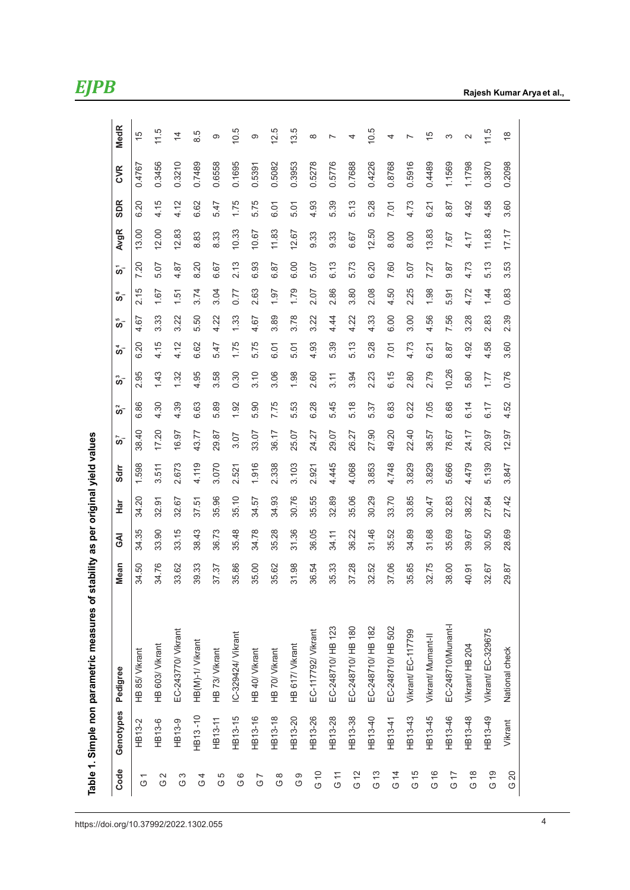**Table 1. Simple non parametric measures of stability as per original yield values**

| Code | Genotypes | Pedigree | Mean | GAI | Har | Sdrr | $S_i^7$ | $S_i^2$ | $S_i^3$ | $S_i^4$ | $S_i^5$ | $S_i^6$ | $S_i^1$ | AvgR | SDR | CVR | MedR |
|---|---|---|---|---|---|---|---|---|---|---|---|---|---|---|---|---|---|
| G 1 | HB13-2 | HB 85/ Vikrant | 34.50 | 34.35 | 34.20 | 1.598 | 38.40 | 6.86 | 2.95 | 6.20 | 4.67 | 2.15 | 7.20 | 13.00 | 6.20 | 0.4767 | 15 |
| G 2 | HB13-6 | HB 603/ Vikrant | 34.76 | 33.90 | 32.91 | 3.511 | 17.20 | 4.30 | 1.43 | 4.15 | 3.33 | 1.67 | 5.07 | 12.00 | 4.15 | 0.3456 | 11.5 |
| G 3 | HB13-9 | EC-243770/ Vikrant | 33.62 | 33.15 | 32.67 | 2.673 | 16.97 | 4.39 | 1.32 | 4.12 | 3.22 | 1.51 | 4.87 | 12.83 | 4.12 | 0.3210 | 14 |
| G 4 | HB13 -10 | HB(M)-1/ Vikrant | 39.33 | 38.43 | 37.51 | 4.119 | 43.77 | 6.63 | 4.95 | 6.62 | 5.50 | 3.74 | 8.20 | 8.83 | 6.62 | 0.7489 | 8.5 |
| G 5 | HB13-11 | HB 73/ Vikrant | 37.37 | 36.73 | 35.96 | 3.070 | 29.87 | 5.89 | 3.58 | 5.47 | 4.22 | 3.04 | 6.67 | 8.33 | 5.47 | 0.6558 | 9 |
| G 6 | HB13-15 | IC-329424/ Vikrant | 35.86 | 35.48 | 35.10 | 2.521 | 3.07 | 1.92 | 0.30 | 1.75 | 1.33 | 0.77 | 2.13 | 10.33 | 1.75 | 0.1695 | 10.5 |
| G 7 | HB13-16 | HB 40/ Vikrant | 35.00 | 34.78 | 34.57 | 1.916 | 33.07 | 5.90 | 3.10 | 5.75 | 4.67 | 2.63 | 6.93 | 10.67 | 5.75 | 0.5391 | 9 |
| G 8 | HB13-18 | HB 70/ Vikrant | 35.62 | 35.28 | 34.93 | 2.338 | 36.17 | 7.75 | 3.06 | 6.01 | 3.89 | 1.97 | 6.87 | 11.83 | 6.01 | 0.5082 | 12.5 |
| G 9 | HB13-20 | HB 617/ Vikrant | 31.98 | 31.36 | 30.76 | 3.103 | 25.07 | 5.53 | 1.98 | 5.01 | 3.78 | 1.79 | 6.00 | 12.67 | 5.01 | 0.3953 | 13.5 |
| G 10 | HB13-26 | EC-117792/ Vikrant | 36.54 | 36.05 | 35.55 | 2.921 | 24.27 | 6.28 | 2.60 | 4.93 | 3.22 | 2.07 | 5.07 | 9.33 | 4.93 | 0.5278 | 8 |
| G 11 | HB13-28 | EC-248710/ HB 123 | 35.33 | 34.11 | 32.89 | 4.445 | 29.07 | 5.45 | 3.11 | 5.39 | 4.44 | 2.86 | 6.13 | 9.33 | 5.39 | 0.5776 | 7 |
| G 12 | HB13-38 | EC-248710/ HB 180 | 37.28 | 36.22 | 35.06 | 4.068 | 26.27 | 5.18 | 3.94 | 5.13 | 4.22 | 3.80 | 5.73 | 6.67 | 5.13 | 0.7688 | 4 |
| G 13 | HB13-40 | EC-248710/ HB 182 | 32.52 | 31.46 | 30.29 | 3.853 | 27.90 | 5.37 | 2.23 | 5.28 | 4.33 | 2.08 | 6.20 | 12.50 | 5.28 | 0.4226 | 10.5 |
| G 14 | HB13-41 | EC-248710/ HB 502 | 37.06 | 35.52 | 33.70 | 4.748 | 49.20 | 6.83 | 6.15 | 7.01 | 6.00 | 4.50 | 7.60 | 8.00 | 7.01 | 0.8768 | 4 |
| G 15 | HB13-43 | Vikrant/ EC-117799 | 35.85 | 34.89 | 33.85 | 3.829 | 22.40 | 6.22 | 2.80 | 4.73 | 3.00 | 2.25 | 5.07 | 8.00 | 4.73 | 0.5916 | 7 |
| G 16 | HB13-45 | Vikrant/ Mumant-II | 32.75 | 31.68 | 30.47 | 3.829 | 38.57 | 7.05 | 2.79 | 6.21 | 4.56 | 1.98 | 7.27 | 13.83 | 6.21 | 0.4489 | 15 |
| G 17 | HB13-46 | EC-248710/Munant-I | 38.00 | 35.69 | 32.83 | 5.666 | 78.67 | 8.68 | 10.26 | 8.87 | 7.56 | 5.91 | 9.87 | 7.67 | 8.87 | 1.1569 | 3 |
| G 18 | HB13-48 | Vikrant/ HB 204 | 40.91 | 39.67 | 38.22 | 4.479 | 24.17 | 6.14 | 5.80 | 4.92 | 3.28 | 4.72 | 4.73 | 4.17 | 4.92 | 1.1798 | 2 |
| G 19 | HB13-49 | Vikrant/ EC-329675 | 32.67 | 30.50 | 27.84 | 5.139 | 20.97 | 6.17 | 1.77 | 4.58 | 2.83 | 1.44 | 5.13 | 11.83 | 4.58 | 0.3870 | 11.5 |
| G 20 | Vikrant | National check | 29.87 | 28.69 | 27.42 | 3.847 | 12.97 | 4.52 | 0.76 | 3.60 | 2.39 | 0.83 | 3.53 | 17.17 | 3.60 | 0.2098 | 18 |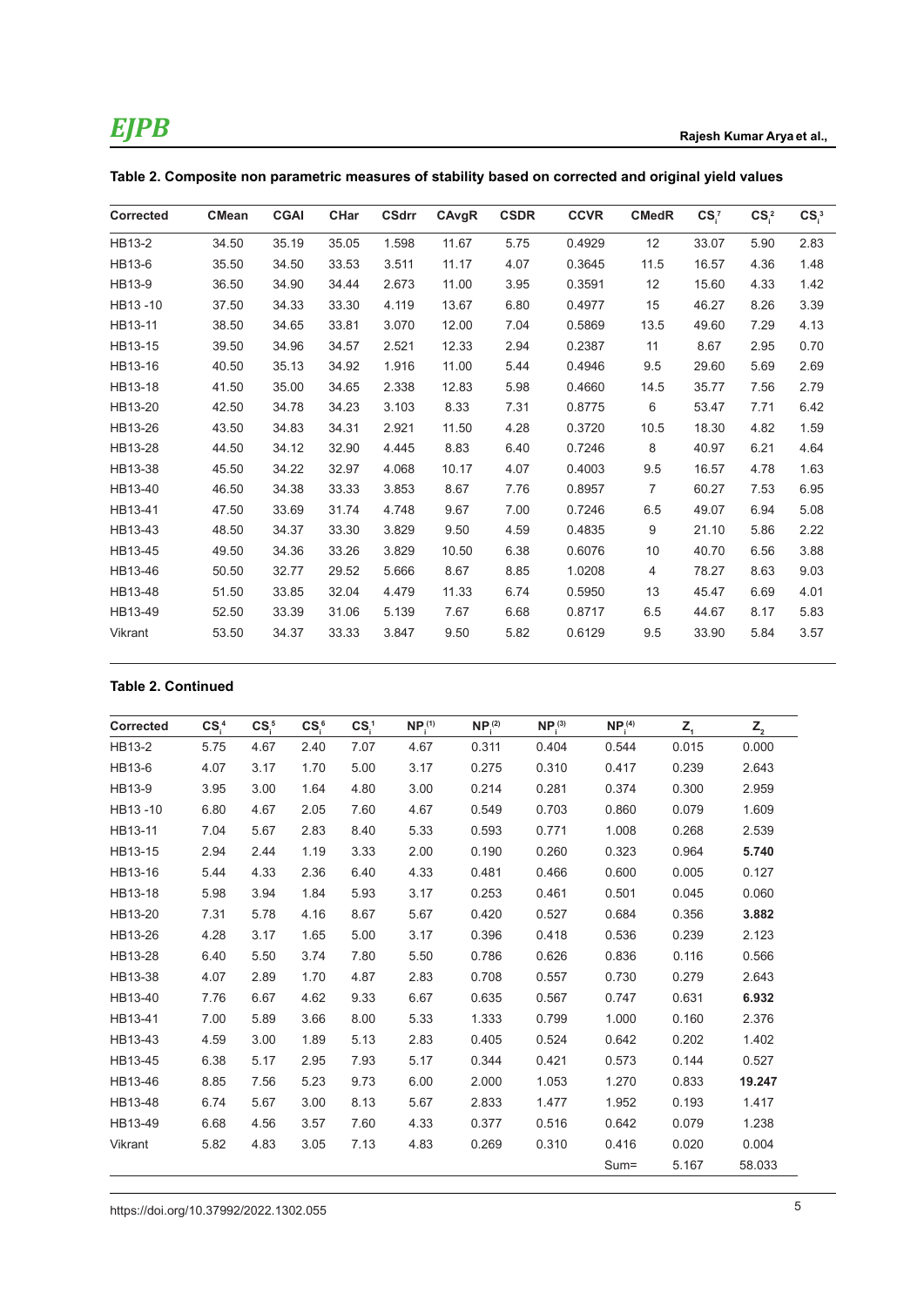**Table 2. Composite non parametric measures of stability based on corrected and original yield values**

| Corrected | CMean | CGAI | CHar | CSdrr | CAvgR | CSDR | CCVR | CMedR | $CS_i^7$ | $CS_i^2$ | $CS_i^3$ |
|---|---|---|---|---|---|---|---|---|---|---|---|
| HB13-2 | 34.50 | 35.19 | 35.05 | 1.598 | 11.67 | 5.75 | 0.4929 | 12 | 33.07 | 5.90 | 2.83 |
| HB13-6 | 35.50 | 34.50 | 33.53 | 3.511 | 11.17 | 4.07 | 0.3645 | 11.5 | 16.57 | 4.36 | 1.48 |
| HB13-9 | 36.50 | 34.90 | 34.44 | 2.673 | 11.00 | 3.95 | 0.3591 | 12 | 15.60 | 4.33 | 1.42 |
| HB13 -10 | 37.50 | 34.33 | 33.30 | 4.119 | 13.67 | 6.80 | 0.4977 | 15 | 46.27 | 8.26 | 3.39 |
| HB13-11 | 38.50 | 34.65 | 33.81 | 3.070 | 12.00 | 7.04 | 0.5869 | 13.5 | 49.60 | 7.29 | 4.13 |
| HB13-15 | 39.50 | 34.96 | 34.57 | 2.521 | 12.33 | 2.94 | 0.2387 | 11 | 8.67 | 2.95 | 0.70 |
| HB13-16 | 40.50 | 35.13 | 34.92 | 1.916 | 11.00 | 5.44 | 0.4946 | 9.5 | 29.60 | 5.69 | 2.69 |
| HB13-18 | 41.50 | 35.00 | 34.65 | 2.338 | 12.83 | 5.98 | 0.4660 | 14.5 | 35.77 | 7.56 | 2.79 |
| HB13-20 | 42.50 | 34.78 | 34.23 | 3.103 | 8.33 | 7.31 | 0.8775 | 6 | 53.47 | 7.71 | 6.42 |
| HB13-26 | 43.50 | 34.83 | 34.31 | 2.921 | 11.50 | 4.28 | 0.3720 | 10.5 | 18.30 | 4.82 | 1.59 |
| HB13-28 | 44.50 | 34.12 | 32.90 | 4.445 | 8.83 | 6.40 | 0.7246 | 8 | 40.97 | 6.21 | 4.64 |
| HB13-38 | 45.50 | 34.22 | 32.97 | 4.068 | 10.17 | 4.07 | 0.4003 | 9.5 | 16.57 | 4.78 | 1.63 |
| HB13-40 | 46.50 | 34.38 | 33.33 | 3.853 | 8.67 | 7.76 | 0.8957 | 7 | 60.27 | 7.53 | 6.95 |
| HB13-41 | 47.50 | 33.69 | 31.74 | 4.748 | 9.67 | 7.00 | 0.7246 | 6.5 | 49.07 | 6.94 | 5.08 |
| HB13-43 | 48.50 | 34.37 | 33.30 | 3.829 | 9.50 | 4.59 | 0.4835 | 9 | 21.10 | 5.86 | 2.22 |
| HB13-45 | 49.50 | 34.36 | 33.26 | 3.829 | 10.50 | 6.38 | 0.6076 | 10 | 40.70 | 6.56 | 3.88 |
| HB13-46 | 50.50 | 32.77 | 29.52 | 5.666 | 8.67 | 8.85 | 1.0208 | 4 | 78.27 | 8.63 | 9.03 |
| HB13-48 | 51.50 | 33.85 | 32.04 | 4.479 | 11.33 | 6.74 | 0.5950 | 13 | 45.47 | 6.69 | 4.01 |
| HB13-49 | 52.50 | 33.39 | 31.06 | 5.139 | 7.67 | 6.68 | 0.8717 | 6.5 | 44.67 | 8.17 | 5.83 |
| Vikrant | 53.50 | 34.37 | 33.33 | 3.847 | 9.50 | 5.82 | 0.6129 | 9.5 | 33.90 | 5.84 | 3.57 |

**Table 2. Continued**

| Corrected | $CS_i^4$ | $CS_i^5$ | $CS_i^6$ | $CS_i^1$ | $NP_i^{(1)}$ | $NP_i^{(2)}$ | $NP_i^{(3)}$ | $NP_i^{(4)}$ | $Z_1$ | $Z_2$ |
|---|---|---|---|---|---|---|---|---|---|---|
| HB13-2 | 5.75 | 4.67 | 2.40 | 7.07 | 4.67 | 0.311 | 0.404 | 0.544 | 0.015 | 0.000 |
| HB13-6 | 4.07 | 3.17 | 1.70 | 5.00 | 3.17 | 0.275 | 0.310 | 0.417 | 0.239 | 2.643 |
| HB13-9 | 3.95 | 3.00 | 1.64 | 4.80 | 3.00 | 0.214 | 0.281 | 0.374 | 0.300 | 2.959 |
| HB13 -10 | 6.80 | 4.67 | 2.05 | 7.60 | 4.67 | 0.549 | 0.703 | 0.860 | 0.079 | 1.609 |
| HB13-11 | 7.04 | 5.67 | 2.83 | 8.40 | 5.33 | 0.593 | 0.771 | 1.008 | 0.268 | 2.539 |
| HB13-15 | 2.94 | 2.44 | 1.19 | 3.33 | 2.00 | 0.190 | 0.260 | 0.323 | 0.964 | **5.740** |
| HB13-16 | 5.44 | 4.33 | 2.36 | 6.40 | 4.33 | 0.481 | 0.466 | 0.600 | 0.005 | 0.127 |
| HB13-18 | 5.98 | 3.94 | 1.84 | 5.93 | 3.17 | 0.253 | 0.461 | 0.501 | 0.045 | 0.060 |
| HB13-20 | 7.31 | 5.78 | 4.16 | 8.67 | 5.67 | 0.420 | 0.527 | 0.684 | 0.356 | **3.882** |
| HB13-26 | 4.28 | 3.17 | 1.65 | 5.00 | 3.17 | 0.396 | 0.418 | 0.536 | 0.239 | 2.123 |
| HB13-28 | 6.40 | 5.50 | 3.74 | 7.80 | 5.50 | 0.786 | 0.626 | 0.836 | 0.116 | 0.566 |
| HB13-38 | 4.07 | 2.89 | 1.70 | 4.87 | 2.83 | 0.708 | 0.557 | 0.730 | 0.279 | 2.643 |
| HB13-40 | 7.76 | 6.67 | 4.62 | 9.33 | 6.67 | 0.635 | 0.567 | 0.747 | 0.631 | **6.932** |
| HB13-41 | 7.00 | 5.89 | 3.66 | 8.00 | 5.33 | 1.333 | 0.799 | 1.000 | 0.160 | 2.376 |
| HB13-43 | 4.59 | 3.00 | 1.89 | 5.13 | 2.83 | 0.405 | 0.524 | 0.642 | 0.202 | 1.402 |
| HB13-45 | 6.38 | 5.17 | 2.95 | 7.93 | 5.17 | 0.344 | 0.421 | 0.573 | 0.144 | 0.527 |
| HB13-46 | 8.85 | 7.56 | 5.23 | 9.73 | 6.00 | 2.000 | 1.053 | 1.270 | 0.833 | **19.247** |
| HB13-48 | 6.74 | 5.67 | 3.00 | 8.13 | 5.67 | 2.833 | 1.477 | 1.952 | 0.193 | 1.417 |
| HB13-49 | 6.68 | 4.56 | 3.57 | 7.60 | 4.33 | 0.377 | 0.516 | 0.642 | 0.079 | 1.238 |
| Vikrant | 5.82 | 4.83 | 3.05 | 7.13 | 4.83 | 0.269 | 0.310 | 0.416 | 0.020 | 0.004 |
| | | | | | | | | Sum= | 5.167 | 58.033 |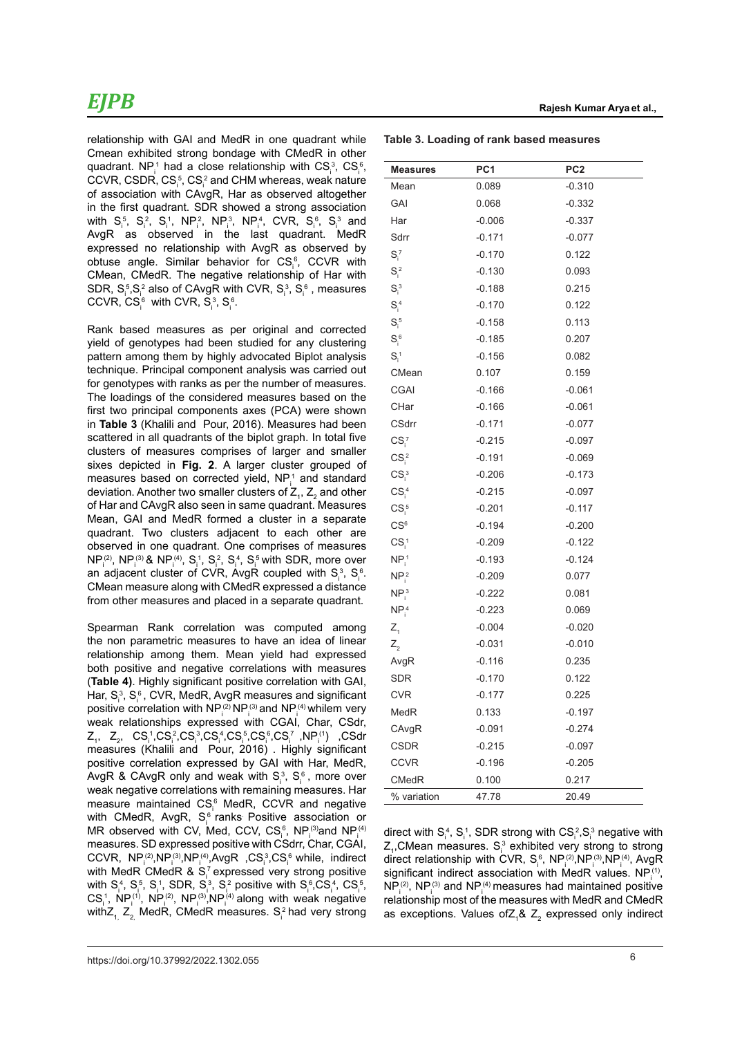relationship with GAI and MedR in one quadrant while Cmean exhibited strong bondage with CMedR in other quadrant. $NP_i^1$ had a close relationship with $CS_i^3$, $CS_i^6$, CCVR, CSDR, $CS_i^5$, $CS_i^2$ and CHM whereas, weak nature of association with CAvgR, Har as observed altogether in the first quadrant. SDR showed a strong association with $S_i^5$, $S_i^2$, $S_i^1$, $NP_i^2$, $NP_i^3$, $NP_i^4$, CVR, $S_i^6$, $S_i^3$ and AvgR as observed in the last quadrant. MedR expressed no relationship with AvgR as observed by obtuse angle. Similar behavior for $CS_i^6$, CCVR with CMean, CMedR. The negative relationship of Har with SDR, $S_i^5$,$S_i^2$ also of CAvgR with CVR, $S_i^3$, $S_i^6$ , measures CCVR, $CS_i^6$ with CVR, $S_i^3$, $S_i^6$.

Rank based measures as per original and corrected yield of genotypes had been studied for any clustering pattern among them by highly advocated Biplot analysis technique. Principal component analysis was carried out for genotypes with ranks as per the number of measures. The loadings of the considered measures based on the first two principal components axes (PCA) were shown in **Table 3** (Khalili and Pour, 2016). Measures had been scattered in all quadrants of the biplot graph. In total five clusters of measures comprises of larger and smaller sixes depicted in **Fig. 2**. A larger cluster grouped of measures based on corrected yield, $NP_i^1$ and standard deviation. Another two smaller clusters of $Z_1$, $Z_2$ and other of Har and CAvgR also seen in same quadrant. Measures Mean, GAI and MedR formed a cluster in a separate quadrant. Two clusters adjacent to each other are observed in one quadrant. One comprises of measures $NP_i^{(2)}$, $NP_i^{(3)}$ & $NP_i^{(4)}$, $S_i^1$, $S_i^2$, $S_i^4$, $S_i^5$ with SDR, more over an adjacent cluster of CVR, AvgR coupled with $S_i^3$, $S_i^6$. CMean measure along with CMedR expressed a distance from other measures and placed in a separate quadrant.

Spearman Rank correlation was computed among the non parametric measures to have an idea of linear relationship among them. Mean yield had expressed both positive and negative correlations with measures (**Table 4)**. Highly significant positive correlation with GAI, Har, $S_i^3$, $S_i^6$ , CVR, MedR, AvgR measures and significant positive correlation with $NP_i^{(2)}$ $NP_i^{(3)}$ and $NP_i^{(4)}$ whilem very weak relationships expressed with CGAI, Char, CSdr, $Z_1$, $Z_2$, $CS_i^1$,$CS_i^2$,$CS_i^3$,$CS_i^4$,$CS_i^5$,$CS_i^6$,$CS_i^7$ ,$NP_i^{(1)}$ ,CSdr measures (Khalili and Pour, 2016) . Highly significant positive correlation expressed by GAI with Har, MedR, AvgR & CAvgR only and weak with $S_i^3$, $S_i^6$ , more over weak negative correlations with remaining measures. Har measure maintained $CS_i^6$ MedR, CCVR and negative with CMedR, AvgR, $S_i^6$ ranks. Positive association or MR observed with CV, Med, CCV, $CS_i^6$, $NP_i^{(3)}$and $NP_i^{(4)}$ measures. SD expressed positive with CSdrr, Char, CGAI, CCVR, $NP_i^{(2)}$,$NP_i^{(3)}$,$NP_i^{(4)}$,AvgR ,$CS_i^3$,$CS_i^6$ while, indirect with MedR CMedR & $S_i^7$ expressed very strong positive with $S_i^4$, $S_i^5$, $S_i^1$, SDR, $S_i^3$, $S_i^2$ positive with $S_i^6$,$CS_i^4$, $CS_i^5$, $CS_i^1$, $NP_i^{(1)}$, $NP_i^{(2)}$, $NP_i^{(3)}$,$NP_i^{(4)}$ along with weak negative with$Z_1$, $Z_2$, MedR, CMedR measures. $S_i^2$ had very strong direct with $S_i^4$, $S_i^1$, SDR strong with $CS_i^2$,$S_i^3$ negative with $Z_1$,CMean measures. $S_i^3$ exhibited very strong to strong direct relationship with CVR, $S_i^6$, $NP_i^{(2)}$,$NP_i^{(3)}$,$NP_i^{(4)}$, AvgR significant indirect association with MedR values. $NP_i^{(1)}$, $NP_i^{(2)}$, $NP_i^{(3)}$ and $NP_i^{(4)}$ measures had maintained positive relationship most of the measures with MedR and CMedR as exceptions. Values of$Z_1$& $Z_2$ expressed only indirect

**Table 3. Loading of rank based measures**

| Measures | PC1 | PC2 |
|---|---|---|
| Mean | 0.089 | -0.310 |
| GAI | 0.068 | -0.332 |
| Har | -0.006 | -0.337 |
| Sdrr | -0.171 | -0.077 |
| $S_i^7$ | -0.170 | 0.122 |
| $S_i^2$ | -0.130 | 0.093 |
| $S_i^3$ | -0.188 | 0.215 |
| $S_i^4$ | -0.170 | 0.122 |
| $S_i^5$ | -0.158 | 0.113 |
| $S_i^6$ | -0.185 | 0.207 |
| $S_i^1$ | -0.156 | 0.082 |
| CMean | 0.107 | 0.159 |
| CGAI | -0.166 | -0.061 |
| CHar | -0.166 | -0.061 |
| CSdrr | -0.171 | -0.077 |
| $CS_i^7$ | -0.215 | -0.097 |
| $CS_i^2$ | -0.191 | -0.069 |
| $CS_i^3$ | -0.206 | -0.173 |
| $CS_i^4$ | -0.215 | -0.097 |
| $CS_i^5$ | -0.201 | -0.117 |
| $CS^6$ | -0.194 | -0.200 |
| $CS_i^1$ | -0.209 | -0.122 |
| $NP_i^1$ | -0.193 | -0.124 |
| $NP_i^2$ | -0.209 | 0.077 |
| $NP_i^3$ | -0.222 | 0.081 |
| $NP_i^4$ | -0.223 | 0.069 |
| $Z_1$ | -0.004 | -0.020 |
| $Z_2$ | -0.031 | -0.010 |
| AvgR | -0.116 | 0.235 |
| SDR | -0.170 | 0.122 |
| CVR | -0.177 | 0.225 |
| MedR | 0.133 | -0.197 |
| CAvgR | -0.091 | -0.274 |
| CSDR | -0.215 | -0.097 |
| CCVR | -0.196 | -0.205 |
| CMedR | 0.100 | 0.217 |
| % variation | 47.78 | 20.49 |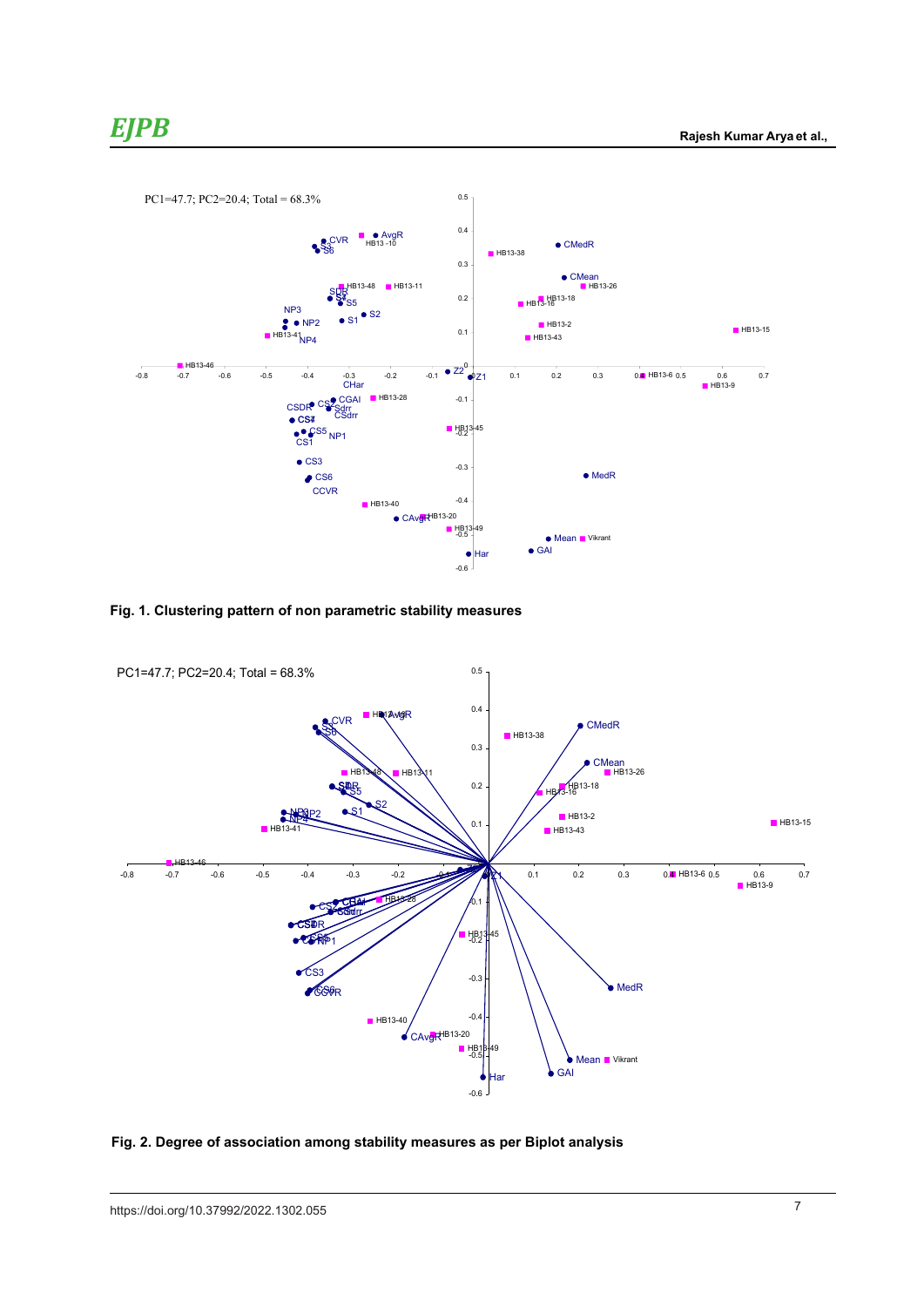Fig. 1. Clustering pattern of non parametric stability measures

Fig. 2. Degree of association among stability measures as per Biplot analysis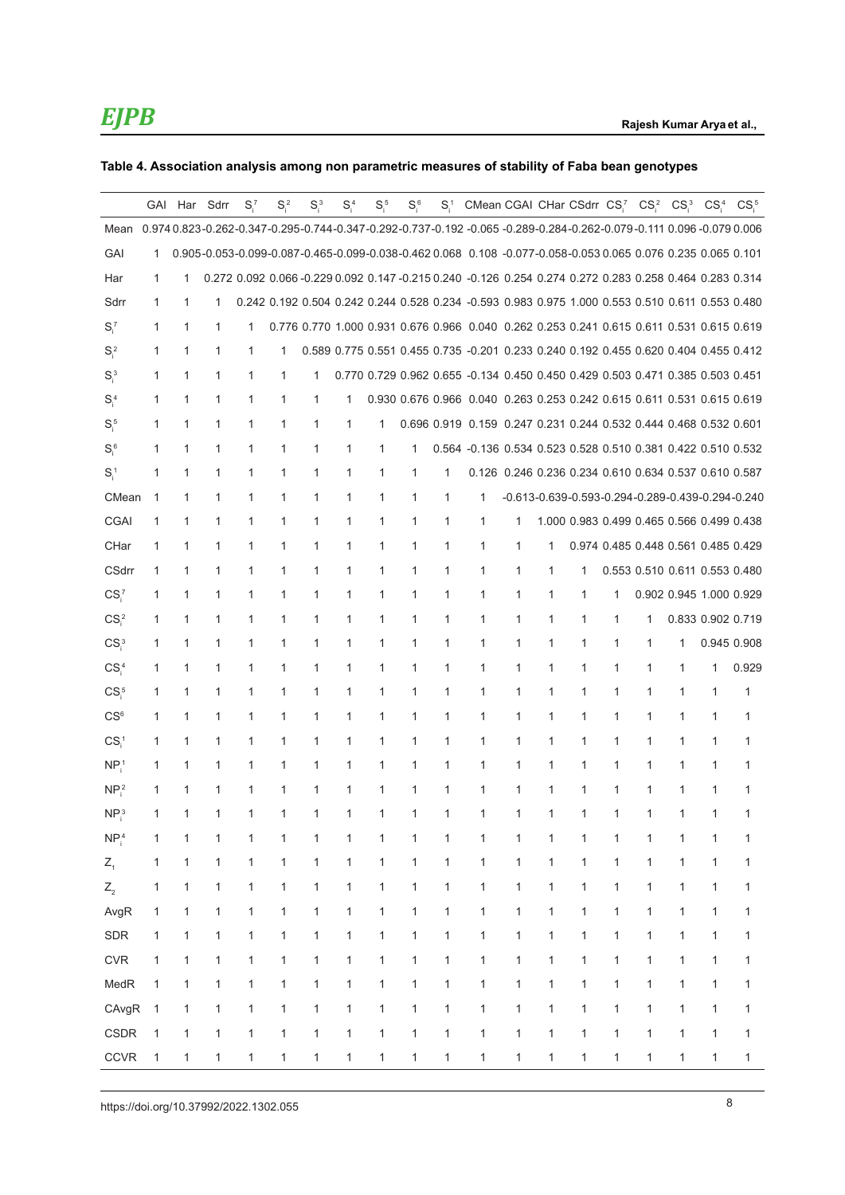**Table 4. Association analysis among non parametric measures of stability of Faba bean genotypes**

| | GAI | Har | Sdrr | $S_i^7$ | $S_i^2$ | $S_i^3$ | $S_i^4$ | $S_i^5$ | $S_i^6$ | $S_i^1$ | CMean | CGAI | CHar | CSdrr | $CS_i^7$ | $CS_i^2$ | $CS_i^3$ | $CS_i^4$ | $CS_i^5$ |
|---|---|---|---|---|---|---|---|---|---|---|---|---|---|---|---|---|---|---|---|
| Mean | 0.974 | 0.823 | -0.262 | -0.347 | -0.295 | -0.744 | -0.347 | -0.292 | -0.737 | -0.192 | -0.065 | -0.289 | -0.284 | -0.262 | -0.079 | -0.111 | 0.096 | -0.079 | 0.006 |
| GAI | 1 | 0.905 | -0.053 | -0.099 | -0.087 | -0.465 | -0.099 | -0.038 | -0.462 | 0.068 | 0.108 | -0.077 | -0.058 | -0.053 | 0.065 | 0.076 | 0.235 | 0.065 | 0.101 |
| Har | 1 | 1 | 0.272 | 0.092 | 0.066 | -0.229 | 0.092 | 0.147 | -0.215 | 0.240 | -0.126 | 0.254 | 0.274 | 0.272 | 0.283 | 0.258 | 0.464 | 0.283 | 0.314 |
| Sdrr | 1 | 1 | 1 | 0.242 | 0.192 | 0.504 | 0.242 | 0.244 | 0.528 | 0.234 | -0.593 | 0.983 | 0.975 | 1.000 | 0.553 | 0.510 | 0.611 | 0.553 | 0.480 |
| $S_i^7$ | 1 | 1 | 1 | 1 | 0.776 | 0.770 | 1.000 | 0.931 | 0.676 | 0.966 | 0.040 | 0.262 | 0.253 | 0.241 | 0.615 | 0.611 | 0.531 | 0.615 | 0.619 |
| $S_i^2$ | 1 | 1 | 1 | 1 | 1 | 0.589 | 0.775 | 0.551 | 0.455 | 0.735 | -0.201 | 0.233 | 0.240 | 0.192 | 0.455 | 0.620 | 0.404 | 0.455 | 0.412 |
| $S_i^3$ | 1 | 1 | 1 | 1 | 1 | 1 | 0.770 | 0.729 | 0.962 | 0.655 | -0.134 | 0.450 | 0.450 | 0.429 | 0.503 | 0.471 | 0.385 | 0.503 | 0.451 |
| $S_i^4$ | 1 | 1 | 1 | 1 | 1 | 1 | 1 | 0.930 | 0.676 | 0.966 | 0.040 | 0.263 | 0.253 | 0.242 | 0.615 | 0.611 | 0.531 | 0.615 | 0.619 |
| $S_i^5$ | 1 | 1 | 1 | 1 | 1 | 1 | 1 | 1 | 0.696 | 0.919 | 0.159 | 0.247 | 0.231 | 0.244 | 0.532 | 0.444 | 0.468 | 0.532 | 0.601 |
| $S_i^6$ | 1 | 1 | 1 | 1 | 1 | 1 | 1 | 1 | 1 | 0.564 | -0.136 | 0.534 | 0.523 | 0.528 | 0.510 | 0.381 | 0.422 | 0.510 | 0.532 |
| $S_i^1$ | 1 | 1 | 1 | 1 | 1 | 1 | 1 | 1 | 1 | 1 | 0.126 | 0.246 | 0.236 | 0.234 | 0.610 | 0.634 | 0.537 | 0.610 | 0.587 |
| CMean | 1 | 1 | 1 | 1 | 1 | 1 | 1 | 1 | 1 | 1 | 1 | -0.613 | -0.639 | -0.593 | -0.294 | -0.289 | -0.439 | -0.294 | -0.240 |
| CGAI | 1 | 1 | 1 | 1 | 1 | 1 | 1 | 1 | 1 | 1 | 1 | 1 | 1.000 | 0.983 | 0.499 | 0.465 | 0.566 | 0.499 | 0.438 |
| CHar | 1 | 1 | 1 | 1 | 1 | 1 | 1 | 1 | 1 | 1 | 1 | 1 | 1 | 0.974 | 0.485 | 0.448 | 0.561 | 0.485 | 0.429 |
| CSdrr | 1 | 1 | 1 | 1 | 1 | 1 | 1 | 1 | 1 | 1 | 1 | 1 | 1 | 1 | 0.553 | 0.510 | 0.611 | 0.553 | 0.480 |
| $CS_i^7$ | 1 | 1 | 1 | 1 | 1 | 1 | 1 | 1 | 1 | 1 | 1 | 1 | 1 | 1 | 1 | 0.902 | 0.945 | 1.000 | 0.929 |
| $CS_i^2$ | 1 | 1 | 1 | 1 | 1 | 1 | 1 | 1 | 1 | 1 | 1 | 1 | 1 | 1 | 1 | 1 | 0.833 | 0.902 | 0.719 |
| $CS_i^3$ | 1 | 1 | 1 | 1 | 1 | 1 | 1 | 1 | 1 | 1 | 1 | 1 | 1 | 1 | 1 | 1 | 1 | 0.945 | 0.908 |
| $CS_i^4$ | 1 | 1 | 1 | 1 | 1 | 1 | 1 | 1 | 1 | 1 | 1 | 1 | 1 | 1 | 1 | 1 | 1 | 1 | 0.929 |
| $CS_i^5$ | 1 | 1 | 1 | 1 | 1 | 1 | 1 | 1 | 1 | 1 | 1 | 1 | 1 | 1 | 1 | 1 | 1 | 1 | 1 |
| $CS^6$ | 1 | 1 | 1 | 1 | 1 | 1 | 1 | 1 | 1 | 1 | 1 | 1 | 1 | 1 | 1 | 1 | 1 | 1 | 1 |
| $CS_i^1$ | 1 | 1 | 1 | 1 | 1 | 1 | 1 | 1 | 1 | 1 | 1 | 1 | 1 | 1 | 1 | 1 | 1 | 1 | 1 |
| $NP_i^1$ | 1 | 1 | 1 | 1 | 1 | 1 | 1 | 1 | 1 | 1 | 1 | 1 | 1 | 1 | 1 | 1 | 1 | 1 | 1 |
| $NP_i^2$ | 1 | 1 | 1 | 1 | 1 | 1 | 1 | 1 | 1 | 1 | 1 | 1 | 1 | 1 | 1 | 1 | 1 | 1 | 1 |
| $NP_i^3$ | 1 | 1 | 1 | 1 | 1 | 1 | 1 | 1 | 1 | 1 | 1 | 1 | 1 | 1 | 1 | 1 | 1 | 1 | 1 |
| $NP_i^4$ | 1 | 1 | 1 | 1 | 1 | 1 | 1 | 1 | 1 | 1 | 1 | 1 | 1 | 1 | 1 | 1 | 1 | 1 | 1 |
| $Z_1$ | 1 | 1 | 1 | 1 | 1 | 1 | 1 | 1 | 1 | 1 | 1 | 1 | 1 | 1 | 1 | 1 | 1 | 1 | 1 |
| $Z_2$ | 1 | 1 | 1 | 1 | 1 | 1 | 1 | 1 | 1 | 1 | 1 | 1 | 1 | 1 | 1 | 1 | 1 | 1 | 1 |
| AvgR | 1 | 1 | 1 | 1 | 1 | 1 | 1 | 1 | 1 | 1 | 1 | 1 | 1 | 1 | 1 | 1 | 1 | 1 | 1 |
| SDR | 1 | 1 | 1 | 1 | 1 | 1 | 1 | 1 | 1 | 1 | 1 | 1 | 1 | 1 | 1 | 1 | 1 | 1 | 1 |
| CVR | 1 | 1 | 1 | 1 | 1 | 1 | 1 | 1 | 1 | 1 | 1 | 1 | 1 | 1 | 1 | 1 | 1 | 1 | 1 |
| MedR | 1 | 1 | 1 | 1 | 1 | 1 | 1 | 1 | 1 | 1 | 1 | 1 | 1 | 1 | 1 | 1 | 1 | 1 | 1 |
| CAvgR | 1 | 1 | 1 | 1 | 1 | 1 | 1 | 1 | 1 | 1 | 1 | 1 | 1 | 1 | 1 | 1 | 1 | 1 | 1 |
| CSDR | 1 | 1 | 1 | 1 | 1 | 1 | 1 | 1 | 1 | 1 | 1 | 1 | 1 | 1 | 1 | 1 | 1 | 1 | 1 |
| CCVR | 1 | 1 | 1 | 1 | 1 | 1 | 1 | 1 | 1 | 1 | 1 | 1 | 1 | 1 | 1 | 1 | 1 | 1 | 1 |

https://doi.org/10.37992/2022.1302.055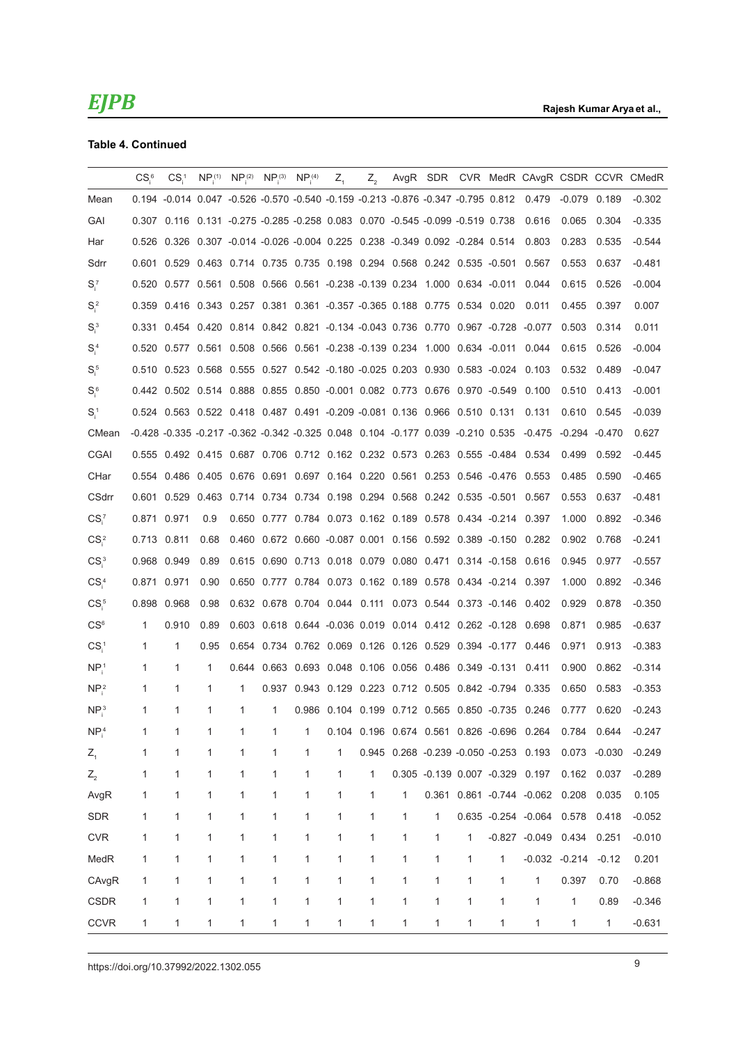**Table 4. Continued**

| | $CS_i^6$ | $CS_i^1$ | $NP_i^{(1)}$ | $NP_i^{(2)}$ | $NP_i^{(3)}$ | $NP_i^{(4)}$ | $Z_1$ | $Z_2$ | AvgR | SDR | CVR | MedR | CAvgR | CSDR | CCVR | CMedR |
|---|---|---|---|---|---|---|---|---|---|---|---|---|---|---|---|---|
| Mean | 0.194 | -0.014 | 0.047 | -0.526 | -0.570 | -0.540 | -0.159 | -0.213 | -0.876 | -0.347 | -0.795 | 0.812 | 0.479 | -0.079 | 0.189 | -0.302 |
| GAI | 0.307 | 0.116 | 0.131 | -0.275 | -0.285 | -0.258 | 0.083 | 0.070 | -0.545 | -0.099 | -0.519 | 0.738 | 0.616 | 0.065 | 0.304 | -0.335 |
| Har | 0.526 | 0.326 | 0.307 | -0.014 | -0.026 | -0.004 | 0.225 | 0.238 | -0.349 | 0.092 | -0.284 | 0.514 | 0.803 | 0.283 | 0.535 | -0.544 |
| Sdrr | 0.601 | 0.529 | 0.463 | 0.714 | 0.735 | 0.735 | 0.198 | 0.294 | 0.568 | 0.242 | 0.535 | -0.501 | 0.567 | 0.553 | 0.637 | -0.481 |
| $S_i^7$ | 0.520 | 0.577 | 0.561 | 0.508 | 0.566 | 0.561 | -0.238 | -0.139 | 0.234 | 1.000 | 0.634 | -0.011 | 0.044 | 0.615 | 0.526 | -0.004 |
| $S_i^2$ | 0.359 | 0.416 | 0.343 | 0.257 | 0.381 | 0.361 | -0.357 | -0.365 | 0.188 | 0.775 | 0.534 | 0.020 | 0.011 | 0.455 | 0.397 | 0.007 |
| $S_i^3$ | 0.331 | 0.454 | 0.420 | 0.814 | 0.842 | 0.821 | -0.134 | -0.043 | 0.736 | 0.770 | 0.967 | -0.728 | -0.077 | 0.503 | 0.314 | 0.011 |
| $S_i^4$ | 0.520 | 0.577 | 0.561 | 0.508 | 0.566 | 0.561 | -0.238 | -0.139 | 0.234 | 1.000 | 0.634 | -0.011 | 0.044 | 0.615 | 0.526 | -0.004 |
| $S_i^5$ | 0.510 | 0.523 | 0.568 | 0.555 | 0.527 | 0.542 | -0.180 | -0.025 | 0.203 | 0.930 | 0.583 | -0.024 | 0.103 | 0.532 | 0.489 | -0.047 |
| $S_i^6$ | 0.442 | 0.502 | 0.514 | 0.888 | 0.855 | 0.850 | -0.001 | 0.082 | 0.773 | 0.676 | 0.970 | -0.549 | 0.100 | 0.510 | 0.413 | -0.001 |
| $S_i^1$ | 0.524 | 0.563 | 0.522 | 0.418 | 0.487 | 0.491 | -0.209 | -0.081 | 0.136 | 0.966 | 0.510 | 0.131 | 0.131 | 0.610 | 0.545 | -0.039 |
| CMean | -0.428 | -0.335 | -0.217 | -0.362 | -0.342 | -0.325 | 0.048 | 0.104 | -0.177 | 0.039 | -0.210 | 0.535 | -0.475 | -0.294 | -0.470 | 0.627 |
| CGAI | 0.555 | 0.492 | 0.415 | 0.687 | 0.706 | 0.712 | 0.162 | 0.232 | 0.573 | 0.263 | 0.555 | -0.484 | 0.534 | 0.499 | 0.592 | -0.445 |
| CHar | 0.554 | 0.486 | 0.405 | 0.676 | 0.691 | 0.697 | 0.164 | 0.220 | 0.561 | 0.253 | 0.546 | -0.476 | 0.553 | 0.485 | 0.590 | -0.465 |
| CSdrr | 0.601 | 0.529 | 0.463 | 0.714 | 0.734 | 0.734 | 0.198 | 0.294 | 0.568 | 0.242 | 0.535 | -0.501 | 0.567 | 0.553 | 0.637 | -0.481 |
| $CS_i^7$ | 0.871 | 0.971 | 0.9 | 0.650 | 0.777 | 0.784 | 0.073 | 0.162 | 0.189 | 0.578 | 0.434 | -0.214 | 0.397 | 1.000 | 0.892 | -0.346 |
| $CS_i^2$ | 0.713 | 0.811 | 0.68 | 0.460 | 0.672 | 0.660 | -0.087 | 0.001 | 0.156 | 0.592 | 0.389 | -0.150 | 0.282 | 0.902 | 0.768 | -0.241 |
| $CS_i^3$ | 0.968 | 0.949 | 0.89 | 0.615 | 0.690 | 0.713 | 0.018 | 0.079 | 0.080 | 0.471 | 0.314 | -0.158 | 0.616 | 0.945 | 0.977 | -0.557 |
| $CS_i^4$ | 0.871 | 0.971 | 0.90 | 0.650 | 0.777 | 0.784 | 0.073 | 0.162 | 0.189 | 0.578 | 0.434 | -0.214 | 0.397 | 1.000 | 0.892 | -0.346 |
| $CS_i^5$ | 0.898 | 0.968 | 0.98 | 0.632 | 0.678 | 0.704 | 0.044 | 0.111 | 0.073 | 0.544 | 0.373 | -0.146 | 0.402 | 0.929 | 0.878 | -0.350 |
| $CS^6$ | 1 | 0.910 | 0.89 | 0.603 | 0.618 | 0.644 | -0.036 | 0.019 | 0.014 | 0.412 | 0.262 | -0.128 | 0.698 | 0.871 | 0.985 | -0.637 |
| $CS_i^1$ | 1 | 1 | 0.95 | 0.654 | 0.734 | 0.762 | 0.069 | 0.126 | 0.126 | 0.529 | 0.394 | -0.177 | 0.446 | 0.971 | 0.913 | -0.383 |
| $NP_i^1$ | 1 | 1 | 1 | 0.644 | 0.663 | 0.693 | 0.048 | 0.106 | 0.056 | 0.486 | 0.349 | -0.131 | 0.411 | 0.900 | 0.862 | -0.314 |
| $NP_i^2$ | 1 | 1 | 1 | 1 | 0.937 | 0.943 | 0.129 | 0.223 | 0.712 | 0.505 | 0.842 | -0.794 | 0.335 | 0.650 | 0.583 | -0.353 |
| $NP_i^3$ | 1 | 1 | 1 | 1 | 1 | 0.986 | 0.104 | 0.199 | 0.712 | 0.565 | 0.850 | -0.735 | 0.246 | 0.777 | 0.620 | -0.243 |
| $NP_i^4$ | 1 | 1 | 1 | 1 | 1 | 1 | 0.104 | 0.196 | 0.674 | 0.561 | 0.826 | -0.696 | 0.264 | 0.784 | 0.644 | -0.247 |
| $Z_1$ | 1 | 1 | 1 | 1 | 1 | 1 | 1 | 0.945 | 0.268 | -0.239 | -0.050 | -0.253 | 0.193 | 0.073 | -0.030 | -0.249 |
| $Z_2$ | 1 | 1 | 1 | 1 | 1 | 1 | 1 | 1 | 0.305 | -0.139 | 0.007 | -0.329 | 0.197 | 0.162 | 0.037 | -0.289 |
| AvgR | 1 | 1 | 1 | 1 | 1 | 1 | 1 | 1 | 1 | 0.361 | 0.861 | -0.744 | -0.062 | 0.208 | 0.035 | 0.105 |
| SDR | 1 | 1 | 1 | 1 | 1 | 1 | 1 | 1 | 1 | 1 | 0.635 | -0.254 | -0.064 | 0.578 | 0.418 | -0.052 |
| CVR | 1 | 1 | 1 | 1 | 1 | 1 | 1 | 1 | 1 | 1 | 1 | -0.827 | -0.049 | 0.434 | 0.251 | -0.010 |
| MedR | 1 | 1 | 1 | 1 | 1 | 1 | 1 | 1 | 1 | 1 | 1 | 1 | -0.032 | -0.214 | -0.12 | 0.201 |
| CAvgR | 1 | 1 | 1 | 1 | 1 | 1 | 1 | 1 | 1 | 1 | 1 | 1 | 1 | 0.397 | 0.70 | -0.868 |
| CSDR | 1 | 1 | 1 | 1 | 1 | 1 | 1 | 1 | 1 | 1 | 1 | 1 | 1 | 1 | 0.89 | -0.346 |
| CCVR | 1 | 1 | 1 | 1 | 1 | 1 | 1 | 1 | 1 | 1 | 1 | 1 | 1 | 1 | 1 | -0.631 |

https://doi.org/10.37992/2022.1302.055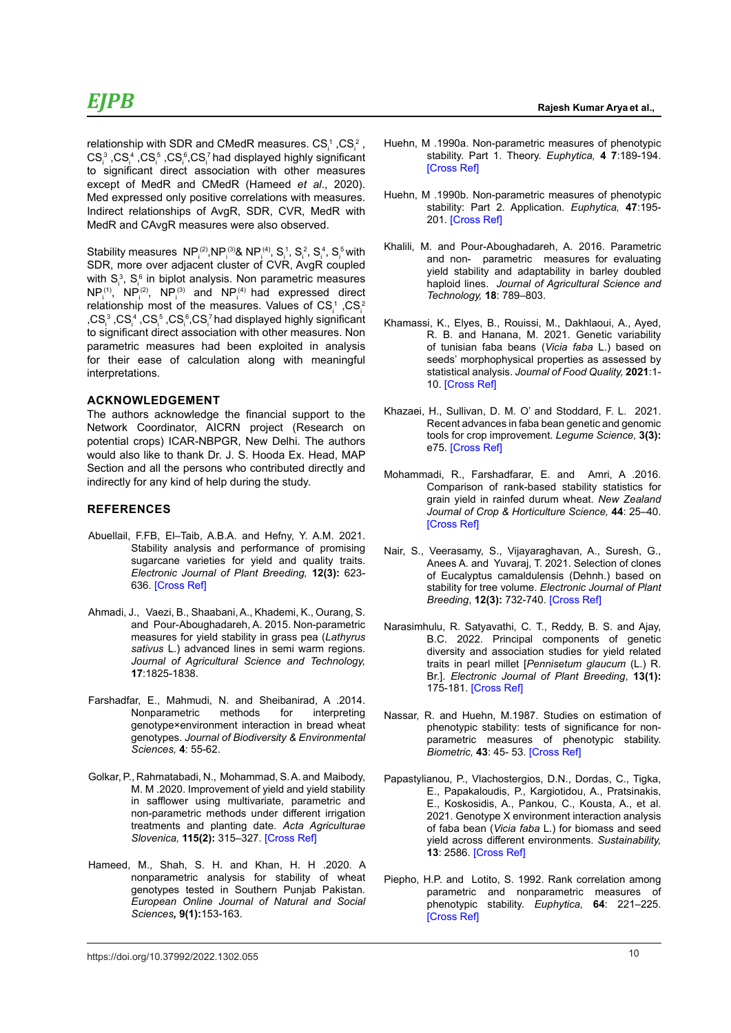relationship with SDR and CMedR measures. $CS_i^1$, $CS_i^2$, $CS_i^3$, $CS_i^4$, $CS_i^5$, $CS_i^6$, $CS_i^7$ had displayed highly significant to significant direct association with other measures except of MedR and CMedR (Hameed *et al*., 2020). Med expressed only positive correlations with measures. Indirect relationships of AvgR, SDR, CVR, MedR with MedR and CAvgR measures were also observed.

Stability measures $NP_i^{(2)}$, $NP_i^{(3)}$ & $NP_i^{(4)}$, $S_i^1$, $S_i^2$, $S_i^4$, $S_i^5$ with SDR, more over adjacent cluster of CVR, AvgR coupled with $S_i^3$, $S_i^6$ in biplot analysis. Non parametric measures $NP_i^{(1)}$, $NP_i^{(2)}$, $NP_i^{(3)}$ and $NP_i^{(4)}$ had expressed direct relationship most of the measures. Values of $CS_i^1$, $CS_i^2$, $CS_i^3$, $CS_i^4$, $CS_i^5$, $CS_i^6$, $CS_i^7$ had displayed highly significant to significant direct association with other measures. Non parametric measures had been exploited in analysis for their ease of calculation along with meaningful interpretations.

## ACKNOWLEDGEMENT

The authors acknowledge the financial support to the Network Coordinator, AICRN project (Research on potential crops) ICAR-NBPGR, New Delhi. The authors would also like to thank Dr. J. S. Hooda Ex. Head, MAP Section and all the persons who contributed directly and indirectly for any kind of help during the study.

## REFERENCES

Abuellail, F.FB, El–Taib, A.B.A. and Hefny, Y. A.M. 2021. Stability analysis and performance of promising sugarcane varieties for yield and quality traits. *Electronic Journal of Plant Breeding,* **12(3):** 623-636. [Cross Ref]

Ahmadi, J., Vaezi, B., Shaabani, A., Khademi, K., Ourang, S. and Pour-Aboughadareh, A. 2015. Non-parametric measures for yield stability in grass pea (*Lathyrus sativus* L.) advanced lines in semi warm regions. *Journal of Agricultural Science and Technology,* **17**:1825-1838.

Farshadfar, E., Mahmudi, N. and Sheibanirad, A .2014. Nonparametric methods for interpreting genotype×environment interaction in bread wheat genotypes. *Journal of Biodiversity & Environmental Sciences,* **4**: 55-62.

Golkar, P., Rahmatabadi, N., Mohammad, S.A. and Maibody, M. M .2020. Improvement of yield and yield stability in safflower using multivariate, parametric and non-parametric methods under different irrigation treatments and planting date. *Acta Agriculturae Slovenica,* **115(2):** 315–327. [Cross Ref]

Hameed, M., Shah, S. H. and Khan, H. H .2020. A nonparametric analysis for stability of wheat genotypes tested in Southern Punjab Pakistan. *European Online Journal of Natural and Social Sciences,* **9(1):**153-163.

Huehn, M .1990a. Non-parametric measures of phenotypic stability. Part 1. Theory. *Euphytica,* **4 7**:189-194. [Cross Ref]

Huehn, M .1990b. Non-parametric measures of phenotypic stability: Part 2. Application. *Euphytica,* **47**:195-201. [Cross Ref]

Khalili, M. and Pour-Aboughadareh, A. 2016. Parametric and non- parametric measures for evaluating yield stability and adaptability in barley doubled haploid lines. *Journal of Agricultural Science and Technology,* **18**: 789–803.

Khamassi, K., Elyes, B., Rouissi, M., Dakhlaoui, A., Ayed, R. B. and Hanana, M. 2021. Genetic variability of tunisian faba beans (*Vicia faba* L.) based on seeds' morphophysical properties as assessed by statistical analysis. *Journal of Food Quality,* **2021**:1-10. [Cross Ref]

Khazaei, H., Sullivan, D. M. O' and Stoddard, F. L. 2021. Recent advances in faba bean genetic and genomic tools for crop improvement. *Legume Science,* **3(3):** e75. [Cross Ref]

Mohammadi, R., Farshadfarar, E. and Amri, A .2016. Comparison of rank-based stability statistics for grain yield in rainfed durum wheat. *New Zealand Journal of Crop & Horticulture Science,* **44**: 25–40. [Cross Ref]

Nair, S., Veerasamy, S., Vijayaraghavan, A., Suresh, G., Anees A. and Yuvaraj, T. 2021. Selection of clones of Eucalyptus camaldulensis (Dehnh.) based on stability for tree volume. *Electronic Journal of Plant Breeding*, **12(3):** 732-740. [Cross Ref]

Narasimhulu, R. Satyavathi, C. T., Reddy, B. S. and Ajay, B.C. 2022. Principal components of genetic diversity and association studies for yield related traits in pearl millet [*Pennisetum glaucum* (L.) R. Br.]. *Electronic Journal of Plant Breeding*, **13(1):** 175-181. [Cross Ref]

Nassar, R. and Huehn, M.1987. Studies on estimation of phenotypic stability: tests of significance for non-parametric measures of phenotypic stability. *Biometric,* **43**: 45- 53. [Cross Ref]

Papastylianou, P., Vlachostergios, D.N., Dordas, C., Tigka, E., Papakaloudis, P., Kargiotidou, A., Pratsinakis, E., Koskosidis, A., Pankou, C., Kousta, A., et al. 2021. Genotype X environment interaction analysis of faba bean (*Vicia faba* L.) for biomass and seed yield across different environments. *Sustainability,* **13**: 2586. [Cross Ref]

Piepho, H.P. and Lotito, S. 1992. Rank correlation among parametric and nonparametric measures of phenotypic stability. *Euphytica,* **64**: 221–225. [Cross Ref]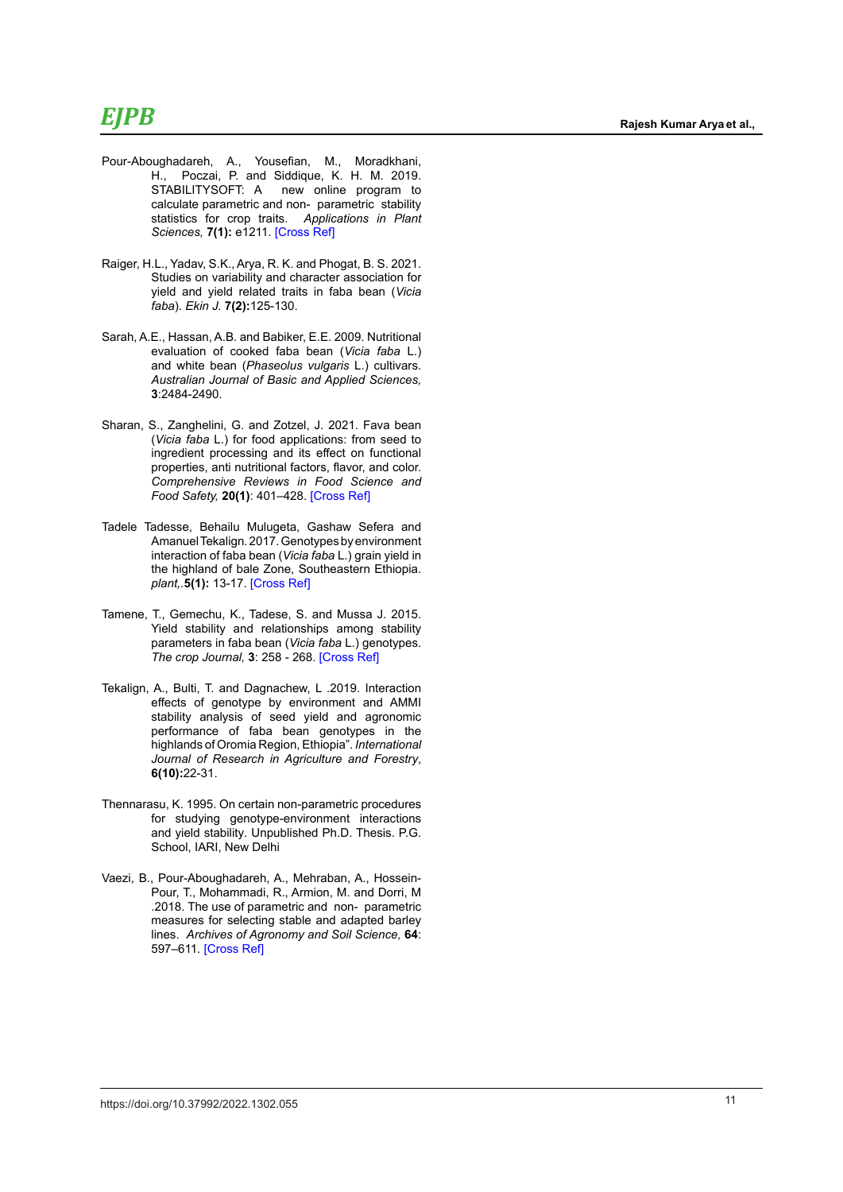Pour-Aboughadareh, A., Yousefian, M., Moradkhani, H., Poczai, P. and Siddique, K. H. M. 2019. STABILITYSOFT: A new online program to calculate parametric and non- parametric stability statistics for crop traits. *Applications in Plant Sciences,* **7(1):** e1211. [Cross Ref]

Raiger, H.L., Yadav, S.K., Arya, R. K. and Phogat, B. S. 2021. Studies on variability and character association for yield and yield related traits in faba bean (*Vicia faba*). *Ekin J.* **7(2):**125-130.

Sarah, A.E., Hassan, A.B. and Babiker, E.E. 2009. Nutritional evaluation of cooked faba bean (*Vicia faba* L.) and white bean (*Phaseolus vulgaris* L.) cultivars. *Australian Journal of Basic and Applied Sciences,* **3**:2484-2490.

Sharan, S., Zanghelini, G. and Zotzel, J. 2021. Fava bean (*Vicia faba* L.) for food applications: from seed to ingredient processing and its effect on functional properties, anti nutritional factors, flavor, and color. *Comprehensive Reviews in Food Science and Food Safety,* **20(1)**: 401–428. [Cross Ref]

Tadele Tadesse, Behailu Mulugeta, Gashaw Sefera and Amanuel Tekalign. 2017. Genotypes by environment interaction of faba bean (*Vicia faba* L.) grain yield in the highland of bale Zone, Southeastern Ethiopia. *plant,*.**5(1):** 13-17. [Cross Ref]

Tamene, T., Gemechu, K., Tadese, S. and Mussa J. 2015. Yield stability and relationships among stability parameters in faba bean (*Vicia faba* L.) genotypes. *The crop Journal,* **3**: 258 - 268. [Cross Ref]

Tekalign, A., Bulti, T. and Dagnachew, L .2019. Interaction effects of genotype by environment and AMMI stability analysis of seed yield and agronomic performance of faba bean genotypes in the highlands of Oromia Region, Ethiopia". *International Journal of Research in Agriculture and Forestry*, **6(10):**22-31.

Thennarasu, K. 1995. On certain non-parametric procedures for studying genotype-environment interactions and yield stability. Unpublished Ph.D. Thesis. P.G. School, IARI, New Delhi

Vaezi, B., Pour-Aboughadareh, A., Mehraban, A., Hossein-Pour, T., Mohammadi, R., Armion, M. and Dorri, M .2018. The use of parametric and non- parametric measures for selecting stable and adapted barley lines. *Archives of Agronomy and Soil Science,* **64**: 597–611. [Cross Ref]